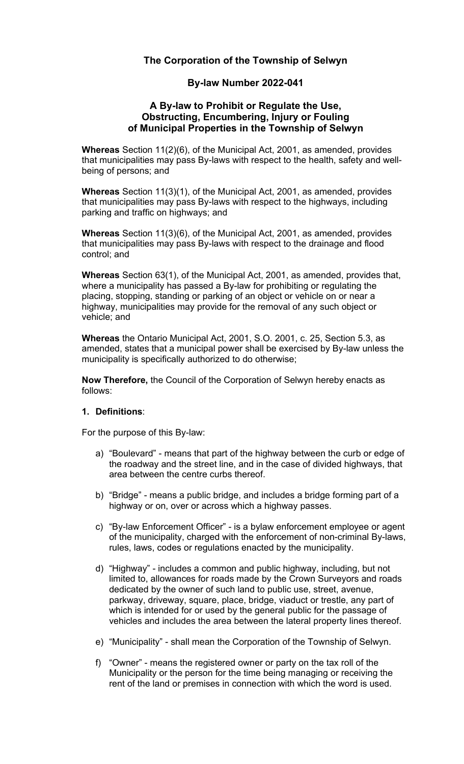# The Corporation of the Township of Selwyn

## By-law Number 2022-041

## A By-law to Prohibit or Regulate the Use, Obstructing, Encumbering, Injury or Fouling of Municipal Properties in the Township of Selwyn

**Whereas** Section 11(2)(6), of the Municipal Act, 2001, as amended, provides that municipalities may pass By-laws with respect to the health, safety and well-being of persons; and

**Whereas** Section 11(3)(1), of the Municipal Act, 2001, as amended, provides that municipalities may pass By-laws with respect to the highways, including parking and traffic on highways; and

**Whereas** Section 11(3)(6), of the Municipal Act, 2001, as amended, provides that municipalities may pass By-laws with respect to the drainage and flood control; and

**Whereas** Section 63(1), of the Municipal Act, 2001, as amended, provides that, where a municipality has passed a By-law for prohibiting or regulating the placing, stopping, standing or parking of an object or vehicle on or near a highway, municipalities may provide for the removal of any such object or vehicle; and

**Whereas** the Ontario Municipal Act, 2001, S.O. 2001, c. 25, Section 5.3, as amended, states that a municipal power shall be exercised by By-law unless the municipality is specifically authorized to do otherwise;

**Now Therefore,** the Council of the Corporation of Selwyn hereby enacts as follows:

**1. Definitions**:

For the purpose of this By-law:

a) “Boulevard” - means that part of the highway between the curb or edge of the roadway and the street line, and in the case of divided highways, that area between the centre curbs thereof.

b) “Bridge” - means a public bridge, and includes a bridge forming part of a highway or on, over or across which a highway passes.

c) “By-law Enforcement Officer” - is a bylaw enforcement employee or agent of the municipality, charged with the enforcement of non-criminal By-laws, rules, laws, codes or regulations enacted by the municipality.

d) “Highway” - includes a common and public highway, including, but not limited to, allowances for roads made by the Crown Surveyors and roads dedicated by the owner of such land to public use, street, avenue, parkway, driveway, square, place, bridge, viaduct or trestle, any part of which is intended for or used by the general public for the passage of vehicles and includes the area between the lateral property lines thereof.

e) “Municipality” - shall mean the Corporation of the Township of Selwyn.

f) “Owner” - means the registered owner or party on the tax roll of the Municipality or the person for the time being managing or receiving the rent of the land or premises in connection with which the word is used.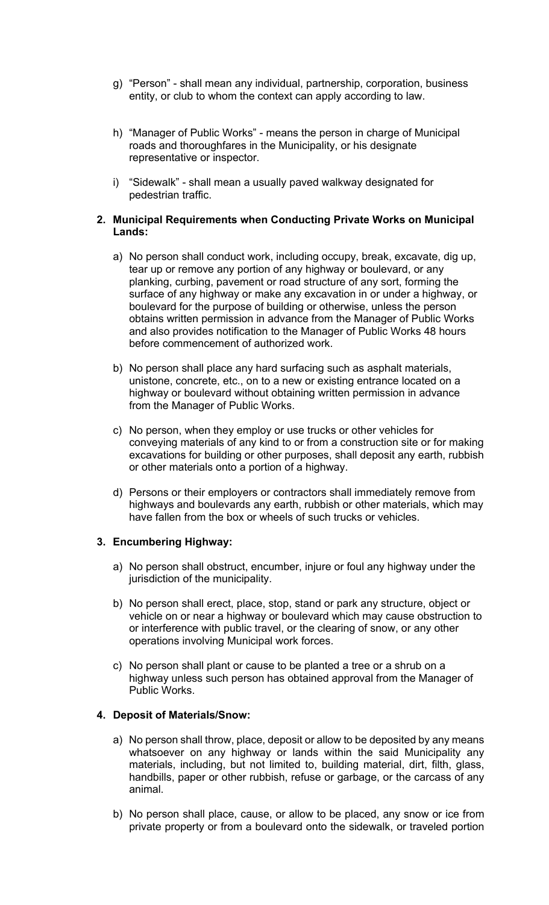g) "Person" - shall mean any individual, partnership, corporation, business entity, or club to whom the context can apply according to law.

h) "Manager of Public Works" - means the person in charge of Municipal roads and thoroughfares in the Municipality, or his designate representative or inspector.

i) "Sidewalk" - shall mean a usually paved walkway designated for pedestrian traffic.

**2. Municipal Requirements when Conducting Private Works on Municipal Lands:**

a) No person shall conduct work, including occupy, break, excavate, dig up, tear up or remove any portion of any highway or boulevard, or any planking, curbing, pavement or road structure of any sort, forming the surface of any highway or make any excavation in or under a highway, or boulevard for the purpose of building or otherwise, unless the person obtains written permission in advance from the Manager of Public Works and also provides notification to the Manager of Public Works 48 hours before commencement of authorized work.

b) No person shall place any hard surfacing such as asphalt materials, unistone, concrete, etc., on to a new or existing entrance located on a highway or boulevard without obtaining written permission in advance from the Manager of Public Works.

c) No person, when they employ or use trucks or other vehicles for conveying materials of any kind to or from a construction site or for making excavations for building or other purposes, shall deposit any earth, rubbish or other materials onto a portion of a highway.

d) Persons or their employers or contractors shall immediately remove from highways and boulevards any earth, rubbish or other materials, which may have fallen from the box or wheels of such trucks or vehicles.

**3. Encumbering Highway:**

a) No person shall obstruct, encumber, injure or foul any highway under the jurisdiction of the municipality.

b) No person shall erect, place, stop, stand or park any structure, object or vehicle on or near a highway or boulevard which may cause obstruction to or interference with public travel, or the clearing of snow, or any other operations involving Municipal work forces.

c) No person shall plant or cause to be planted a tree or a shrub on a highway unless such person has obtained approval from the Manager of Public Works.

**4. Deposit of Materials/Snow:**

a) No person shall throw, place, deposit or allow to be deposited by any means whatsoever on any highway or lands within the said Municipality any materials, including, but not limited to, building material, dirt, filth, glass, handbills, paper or other rubbish, refuse or garbage, or the carcass of any animal.

b) No person shall place, cause, or allow to be placed, any snow or ice from private property or from a boulevard onto the sidewalk, or traveled portion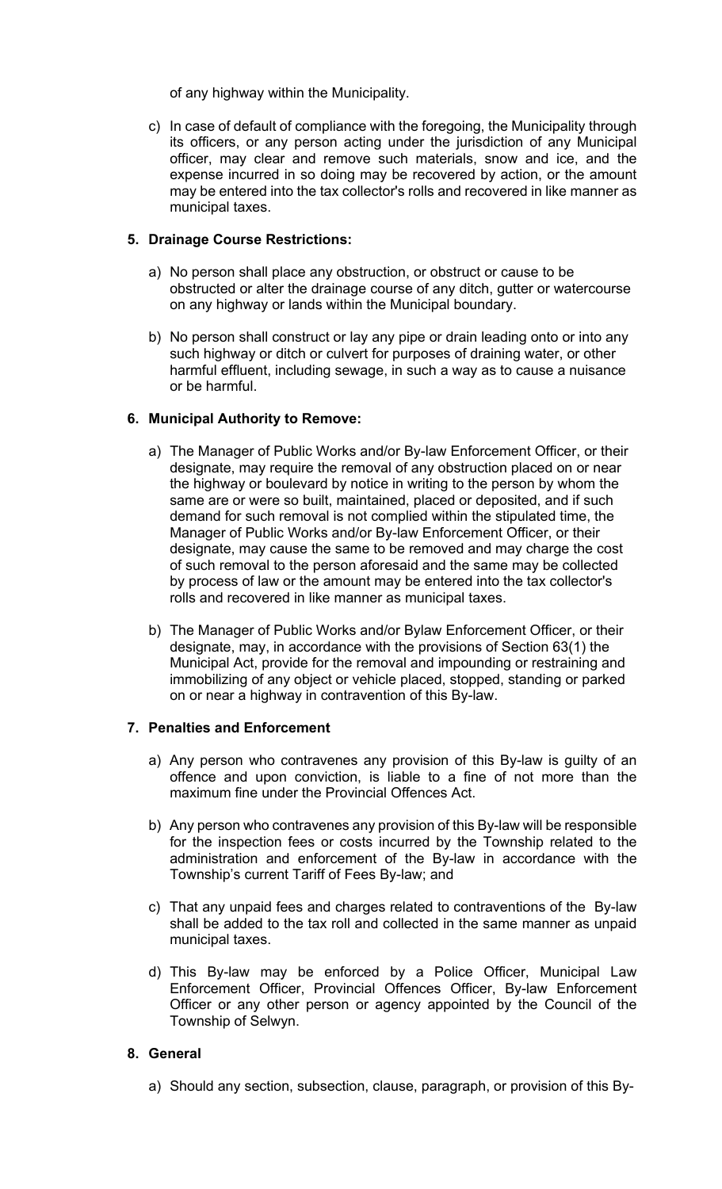of any highway within the Municipality.

c) In case of default of compliance with the foregoing, the Municipality through its officers, or any person acting under the jurisdiction of any Municipal officer, may clear and remove such materials, snow and ice, and the expense incurred in so doing may be recovered by action, or the amount may be entered into the tax collector's rolls and recovered in like manner as municipal taxes.

**5. Drainage Course Restrictions:**

a) No person shall place any obstruction, or obstruct or cause to be obstructed or alter the drainage course of any ditch, gutter or watercourse on any highway or lands within the Municipal boundary.

b) No person shall construct or lay any pipe or drain leading onto or into any such highway or ditch or culvert for purposes of draining water, or other harmful effluent, including sewage, in such a way as to cause a nuisance or be harmful.

**6. Municipal Authority to Remove:**

a) The Manager of Public Works and/or By-law Enforcement Officer, or their designate, may require the removal of any obstruction placed on or near the highway or boulevard by notice in writing to the person by whom the same are or were so built, maintained, placed or deposited, and if such demand for such removal is not complied within the stipulated time, the Manager of Public Works and/or By-law Enforcement Officer, or their designate, may cause the same to be removed and may charge the cost of such removal to the person aforesaid and the same may be collected by process of law or the amount may be entered into the tax collector's rolls and recovered in like manner as municipal taxes.

b) The Manager of Public Works and/or Bylaw Enforcement Officer, or their designate, may, in accordance with the provisions of Section 63(1) the Municipal Act, provide for the removal and impounding or restraining and immobilizing of any object or vehicle placed, stopped, standing or parked on or near a highway in contravention of this By-law.

**7. Penalties and Enforcement**

a) Any person who contravenes any provision of this By-law is guilty of an offence and upon conviction, is liable to a fine of not more than the maximum fine under the Provincial Offences Act.

b) Any person who contravenes any provision of this By-law will be responsible for the inspection fees or costs incurred by the Township related to the administration and enforcement of the By-law in accordance with the Township's current Tariff of Fees By-law; and

c) That any unpaid fees and charges related to contraventions of the By-law shall be added to the tax roll and collected in the same manner as unpaid municipal taxes.

d) This By-law may be enforced by a Police Officer, Municipal Law Enforcement Officer, Provincial Offences Officer, By-law Enforcement Officer or any other person or agency appointed by the Council of the Township of Selwyn.

**8. General**

a) Should any section, subsection, clause, paragraph, or provision of this By-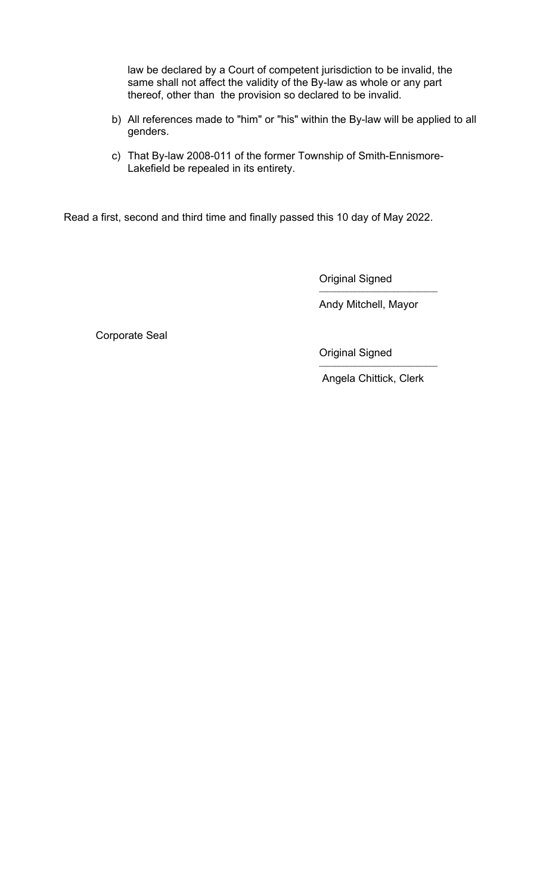law be declared by a Court of competent jurisdiction to be invalid, the same shall not affect the validity of the By-law as whole or any part thereof, other than the provision so declared to be invalid.

b) All references made to "him" or "his" within the By-law will be applied to all genders.

c) That By-law 2008-011 of the former Township of Smith-Ennismore-Lakefield be repealed in its entirety.

Read a first, second and third time and finally passed this 10 day of May 2022.

Original Signed

Andy Mitchell, Mayor

Corporate Seal

Original Signed

Angela Chittick, Clerk